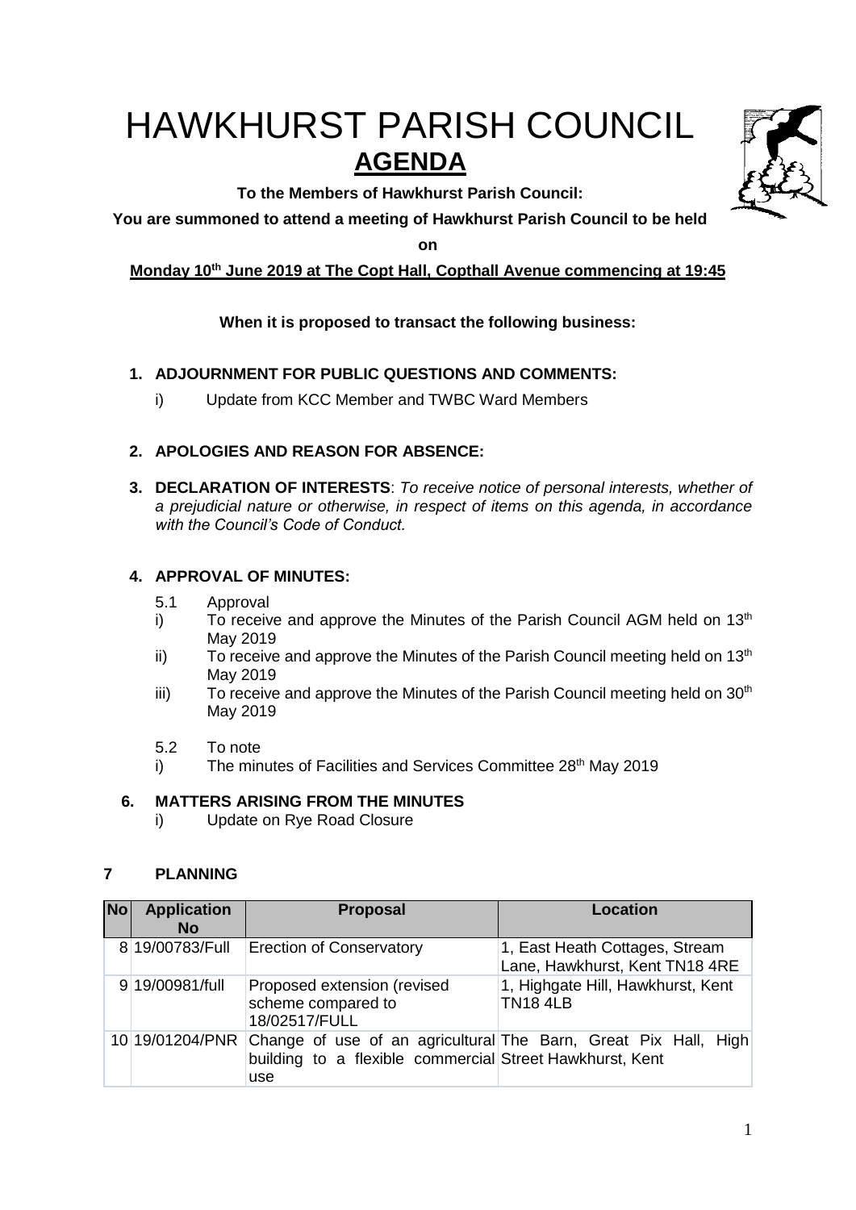# HAWKHURST PARISH COUNCIL

## AGENDA

**To the Members of Hawkhurst Parish Council:**

**You are summoned to attend a meeting of Hawkhurst Parish Council to be held on**

**Monday 10th June 2019 at The Copt Hall, Copthall Avenue commencing at 19:45**

**When it is proposed to transact the following business:**

1. **ADJOURNMENT FOR PUBLIC QUESTIONS AND COMMENTS:**
   i) Update from KCC Member and TWBC Ward Members

2. **APOLOGIES AND REASON FOR ABSENCE:**

3. **DECLARATION OF INTERESTS**: *To receive notice of personal interests, whether of a prejudicial nature or otherwise, in respect of items on this agenda, in accordance with the Council's Code of Conduct.*

4. **APPROVAL OF MINUTES:**

   5.1 Approval

   i) To receive and approve the Minutes of the Parish Council AGM held on 13th May 2019

   ii) To receive and approve the Minutes of the Parish Council meeting held on 13th May 2019

   iii) To receive and approve the Minutes of the Parish Council meeting held on 30th May 2019

   5.2 To note

   i) The minutes of Facilities and Services Committee 28th May 2019

6. **MATTERS ARISING FROM THE MINUTES**
   i) Update on Rye Road Closure

7 **PLANNING**

| No | Application No | Proposal | Location |
|---|---|---|---|
| 8 | 19/00783/Full | Erection of Conservatory | 1, East Heath Cottages, Stream Lane, Hawkhurst, Kent TN18 4RE |
| 9 | 19/00981/full | Proposed extension (revised scheme compared to 18/02517/FULL | 1, Highgate Hill, Hawkhurst, Kent TN18 4LB |
| 10 | 19/01204/PNR | Change of use of an agricultural building to a flexible commercial use | The Barn, Great Pix Hall, High Street Hawkhurst, Kent |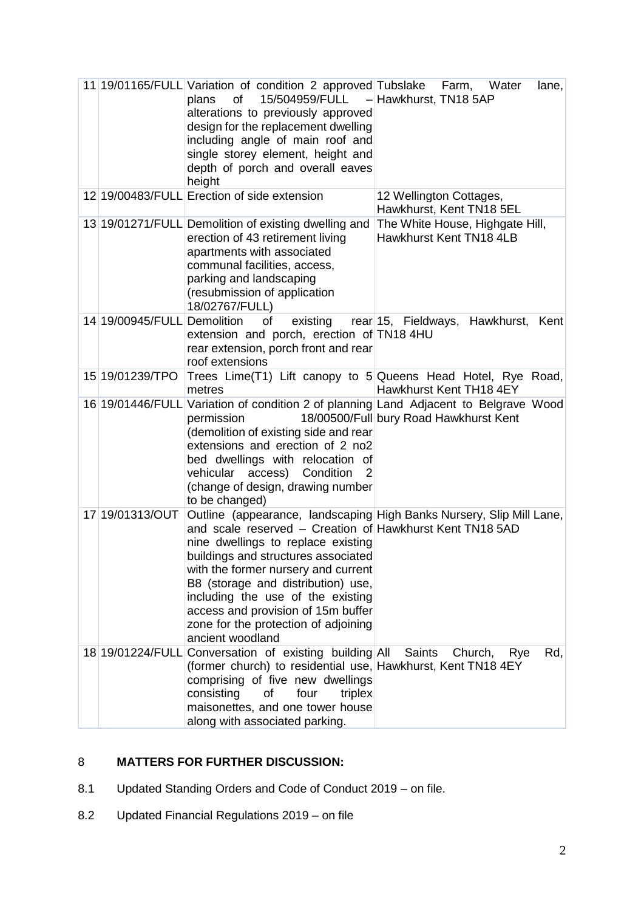| | | | |
|---|---|---|---|
| 11 | 19/01165/FULL | Variation of condition 2 approved plans of 15/504959/FULL – alterations to previously approved design for the replacement dwelling including angle of main roof and single storey element, height and depth of porch and overall eaves height | Tubslake Farm, Water lane, Hawkhurst, TN18 5AP |
| 12 | 19/00483/FULL | Erection of side extension | 12 Wellington Cottages, Hawkhurst, Kent TN18 5EL |
| 13 | 19/01271/FULL | Demolition of existing dwelling and erection of 43 retirement living apartments with associated communal facilities, access, parking and landscaping (resubmission of application 18/02767/FULL) | The White House, Highgate Hill, Hawkhurst Kent TN18 4LB |
| 14 | 19/00945/FULL | Demolition of existing rear extension and porch, erection of rear extension, porch front and rear roof extensions | 15, Fieldways, Hawkhurst, Kent TN18 4HU |
| 15 | 19/01239/TPO | Trees Lime(T1) Lift canopy to 5 metres | Queens Head Hotel, Rye Road, Hawkhurst Kent TH18 4EY |
| 16 | 19/01446/FULL | Variation of condition 2 of planning permission 18/00500/Full (demolition of existing side and rear extensions and erection of 2 no2 bed dwellings with relocation of vehicular access) Condition 2 (change of design, drawing number to be changed) | Land Adjacent to Belgrave Wood bury Road Hawkhurst Kent |
| 17 | 19/01313/OUT | Outline (appearance, landscaping and scale reserved – Creation of nine dwellings to replace existing buildings and structures associated with the former nursery and current B8 (storage and distribution) use, including the use of the existing access and provision of 15m buffer zone for the protection of adjoining ancient woodland | High Banks Nursery, Slip Mill Lane, Hawkhurst Kent TN18 5AD |
| 18 | 19/01224/FULL | Conversation of existing building (former church) to residential use, comprising of five new dwellings consisting of four triplex maisonettes, and one tower house along with associated parking. | All Saints Church, Rye Rd, Hawkhurst, Kent TN18 4EY |

## 8 MATTERS FOR FURTHER DISCUSSION:

8.1 Updated Standing Orders and Code of Conduct 2019 – on file.

8.2 Updated Financial Regulations 2019 – on file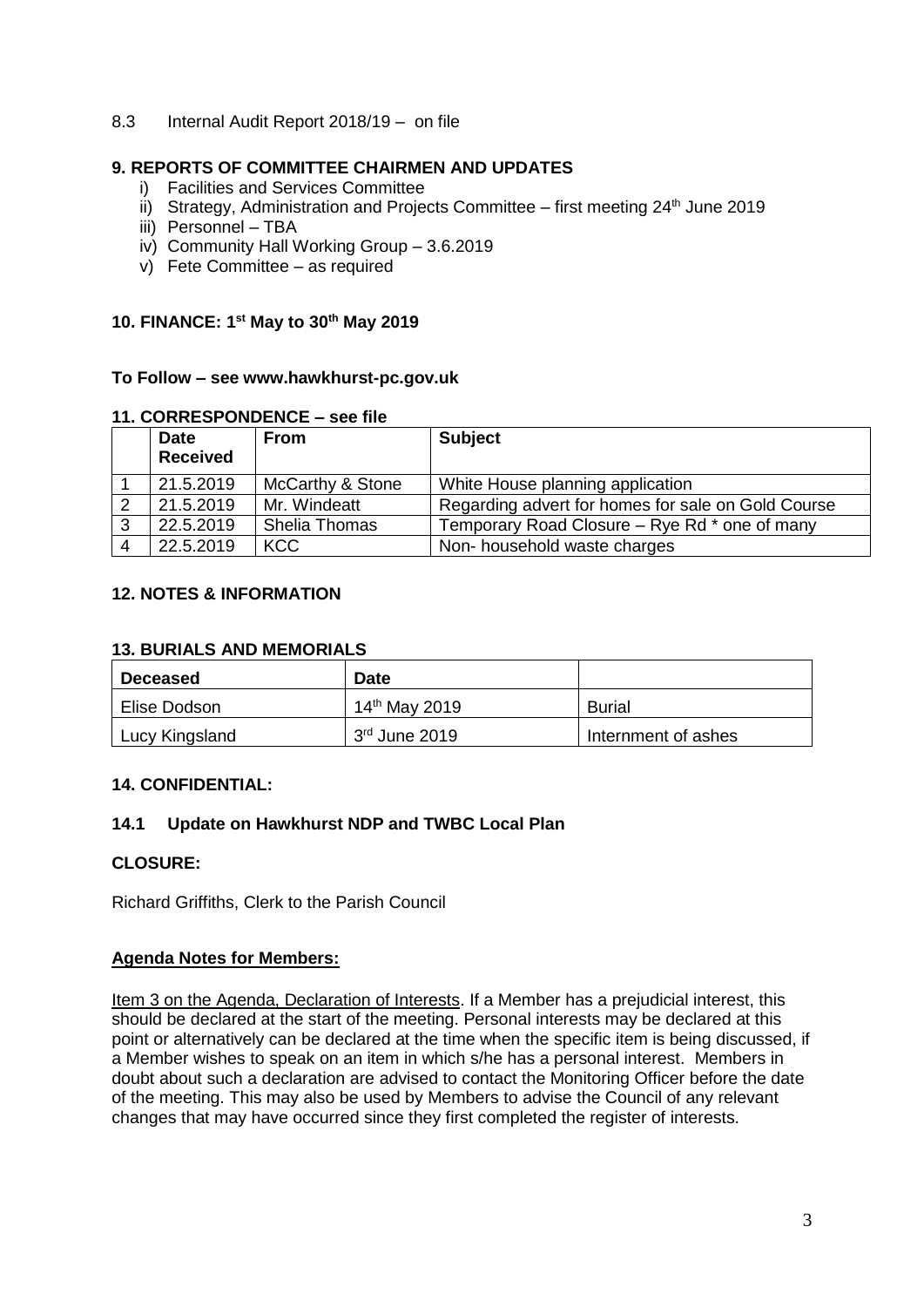8.3 Internal Audit Report 2018/19 – on file

## 9. REPORTS OF COMMITTEE CHAIRMEN AND UPDATES

i) Facilities and Services Committee
ii) Strategy, Administration and Projects Committee – first meeting 24th June 2019
iii) Personnel – TBA
iv) Community Hall Working Group – 3.6.2019
v) Fete Committee – as required

## 10. FINANCE: 1st May to 30th May 2019

**To Follow – see www.hawkhurst-pc.gov.uk**

## 11. CORRESPONDENCE – see file

| | Date Received | From | Subject |
|---|---|---|---|
| 1 | 21.5.2019 | McCarthy & Stone | White House planning application |
| 2 | 21.5.2019 | Mr. Windeatt | Regarding advert for homes for sale on Gold Course |
| 3 | 22.5.2019 | Shelia Thomas | Temporary Road Closure – Rye Rd * one of many |
| 4 | 22.5.2019 | KCC | Non- household waste charges |

## 12. NOTES & INFORMATION

## 13. BURIALS AND MEMORIALS

| Deceased | Date | |
|---|---|---|
| Elise Dodson | 14th May 2019 | Burial |
| Lucy Kingsland | 3rd June 2019 | Internment of ashes |

## 14. CONFIDENTIAL:

### 14.1 Update on Hawkhurst NDP and TWBC Local Plan

**CLOSURE:**

Richard Griffiths, Clerk to the Parish Council

**Agenda Notes for Members:**

Item 3 on the Agenda, Declaration of Interests. If a Member has a prejudicial interest, this should be declared at the start of the meeting. Personal interests may be declared at this point or alternatively can be declared at the time when the specific item is being discussed, if a Member wishes to speak on an item in which s/he has a personal interest. Members in doubt about such a declaration are advised to contact the Monitoring Officer before the date of the meeting. This may also be used by Members to advise the Council of any relevant changes that may have occurred since they first completed the register of interests.